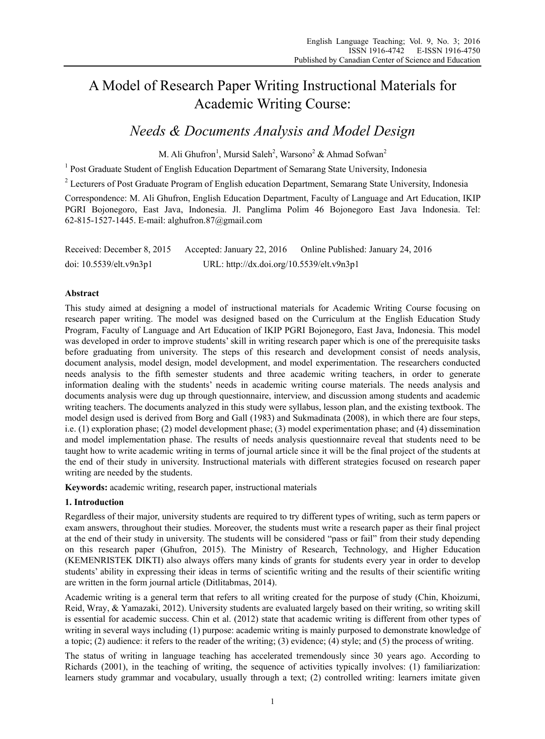# A Model of Research Paper Writing Instructional Materials for Academic Writing Course:

## *Needs & Documents Analysis and Model Design*

M. Ali Ghufron[1], Mursid Saleh[2], Warsono[2] & Ahmad Sofwan[2]

[1] Post Graduate Student of English Education Department of Semarang State University, Indonesia

[2] Lecturers of Post Graduate Program of English education Department, Semarang State University, Indonesia

Correspondence: M. Ali Ghufron, English Education Department, Faculty of Language and Art Education, IKIP PGRI Bojonegoro, East Java, Indonesia. Jl. Panglima Polim 46 Bojonegoro East Java Indonesia. Tel: 62-815-1527-1445. E-mail: alghufron.87@gmail.com

Received: December 8, 2015 Accepted: January 22, 2016 Online Published: January 24, 2016

doi: 10.5539/elt.v9n3p1 URL: http://dx.doi.org/10.5539/elt.v9n3p1

**Abstract**

This study aimed at designing a model of instructional materials for Academic Writing Course focusing on research paper writing. The model was designed based on the Curriculum at the English Education Study Program, Faculty of Language and Art Education of IKIP PGRI Bojonegoro, East Java, Indonesia. This model was developed in order to improve students' skill in writing research paper which is one of the prerequisite tasks before graduating from university. The steps of this research and development consist of needs analysis, document analysis, model design, model development, and model experimentation. The researchers conducted needs analysis to the fifth semester students and three academic writing teachers, in order to generate information dealing with the students' needs in academic writing course materials. The needs analysis and documents analysis were dug up through questionnaire, interview, and discussion among students and academic writing teachers. The documents analyzed in this study were syllabus, lesson plan, and the existing textbook. The model design used is derived from Borg and Gall (1983) and Sukmadinata (2008), in which there are four steps, i.e. (1) exploration phase; (2) model development phase; (3) model experimentation phase; and (4) dissemination and model implementation phase. The results of needs analysis questionnaire reveal that students need to be taught how to write academic writing in terms of journal article since it will be the final project of the students at the end of their study in university. Instructional materials with different strategies focused on research paper writing are needed by the students.

**Keywords:** academic writing, research paper, instructional materials

## 1. Introduction

Regardless of their major, university students are required to try different types of writing, such as term papers or exam answers, throughout their studies. Moreover, the students must write a research paper as their final project at the end of their study in university. The students will be considered "pass or fail" from their study depending on this research paper (Ghufron, 2015). The Ministry of Research, Technology, and Higher Education (KEMENRISTEK DIKTI) also always offers many kinds of grants for students every year in order to develop students' ability in expressing their ideas in terms of scientific writing and the results of their scientific writing are written in the form journal article (Ditlitabmas, 2014).

Academic writing is a general term that refers to all writing created for the purpose of study (Chin, Khoizumi, Reid, Wray, & Yamazaki, 2012). University students are evaluated largely based on their writing, so writing skill is essential for academic success. Chin et al. (2012) state that academic writing is different from other types of writing in several ways including (1) purpose: academic writing is mainly purposed to demonstrate knowledge of a topic; (2) audience: it refers to the reader of the writing; (3) evidence; (4) style; and (5) the process of writing.

The status of writing in language teaching has accelerated tremendously since 30 years ago. According to Richards (2001), in the teaching of writing, the sequence of activities typically involves: (1) familiarization: learners study grammar and vocabulary, usually through a text; (2) controlled writing: learners imitate given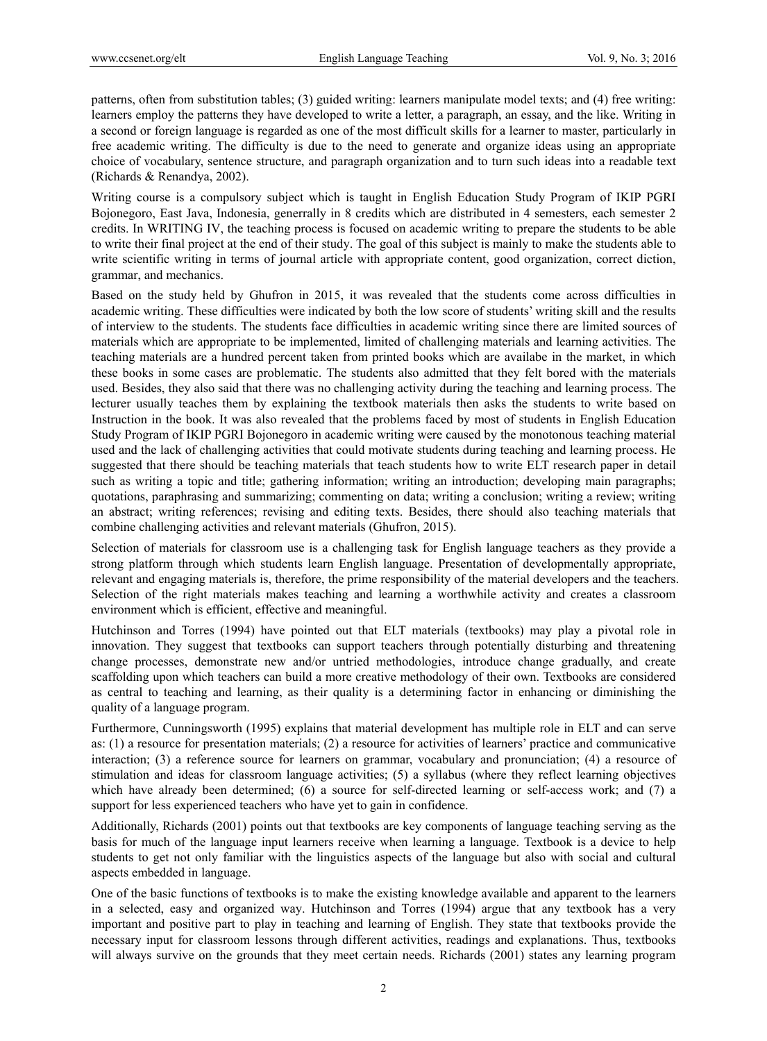patterns, often from substitution tables; (3) guided writing: learners manipulate model texts; and (4) free writing: learners employ the patterns they have developed to write a letter, a paragraph, an essay, and the like. Writing in a second or foreign language is regarded as one of the most difficult skills for a learner to master, particularly in free academic writing. The difficulty is due to the need to generate and organize ideas using an appropriate choice of vocabulary, sentence structure, and paragraph organization and to turn such ideas into a readable text (Richards & Renandya, 2002).

Writing course is a compulsory subject which is taught in English Education Study Program of IKIP PGRI Bojonegoro, East Java, Indonesia, generrally in 8 credits which are distributed in 4 semesters, each semester 2 credits. In WRITING IV, the teaching process is focused on academic writing to prepare the students to be able to write their final project at the end of their study. The goal of this subject is mainly to make the students able to write scientific writing in terms of journal article with appropriate content, good organization, correct diction, grammar, and mechanics.

Based on the study held by Ghufron in 2015, it was revealed that the students come across difficulties in academic writing. These difficulties were indicated by both the low score of students' writing skill and the results of interview to the students. The students face difficulties in academic writing since there are limited sources of materials which are appropriate to be implemented, limited of challenging materials and learning activities. The teaching materials are a hundred percent taken from printed books which are availabe in the market, in which these books in some cases are problematic. The students also admitted that they felt bored with the materials used. Besides, they also said that there was no challenging activity during the teaching and learning process. The lecturer usually teaches them by explaining the textbook materials then asks the students to write based on Instruction in the book. It was also revealed that the problems faced by most of students in English Education Study Program of IKIP PGRI Bojonegoro in academic writing were caused by the monotonous teaching material used and the lack of challenging activities that could motivate students during teaching and learning process. He suggested that there should be teaching materials that teach students how to write ELT research paper in detail such as writing a topic and title; gathering information; writing an introduction; developing main paragraphs; quotations, paraphrasing and summarizing; commenting on data; writing a conclusion; writing a review; writing an abstract; writing references; revising and editing texts. Besides, there should also teaching materials that combine challenging activities and relevant materials (Ghufron, 2015).

Selection of materials for classroom use is a challenging task for English language teachers as they provide a strong platform through which students learn English language. Presentation of developmentally appropriate, relevant and engaging materials is, therefore, the prime responsibility of the material developers and the teachers. Selection of the right materials makes teaching and learning a worthwhile activity and creates a classroom environment which is efficient, effective and meaningful.

Hutchinson and Torres (1994) have pointed out that ELT materials (textbooks) may play a pivotal role in innovation. They suggest that textbooks can support teachers through potentially disturbing and threatening change processes, demonstrate new and/or untried methodologies, introduce change gradually, and create scaffolding upon which teachers can build a more creative methodology of their own. Textbooks are considered as central to teaching and learning, as their quality is a determining factor in enhancing or diminishing the quality of a language program.

Furthermore, Cunningsworth (1995) explains that material development has multiple role in ELT and can serve as: (1) a resource for presentation materials; (2) a resource for activities of learners' practice and communicative interaction; (3) a reference source for learners on grammar, vocabulary and pronunciation; (4) a resource of stimulation and ideas for classroom language activities; (5) a syllabus (where they reflect learning objectives which have already been determined; (6) a source for self-directed learning or self-access work; and (7) a support for less experienced teachers who have yet to gain in confidence.

Additionally, Richards (2001) points out that textbooks are key components of language teaching serving as the basis for much of the language input learners receive when learning a language. Textbook is a device to help students to get not only familiar with the linguistics aspects of the language but also with social and cultural aspects embedded in language.

One of the basic functions of textbooks is to make the existing knowledge available and apparent to the learners in a selected, easy and organized way. Hutchinson and Torres (1994) argue that any textbook has a very important and positive part to play in teaching and learning of English. They state that textbooks provide the necessary input for classroom lessons through different activities, readings and explanations. Thus, textbooks will always survive on the grounds that they meet certain needs. Richards (2001) states any learning program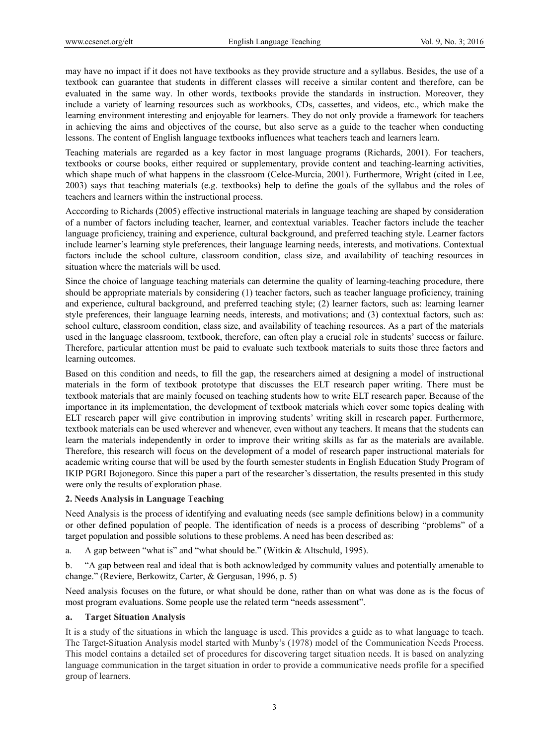may have no impact if it does not have textbooks as they provide structure and a syllabus. Besides, the use of a textbook can guarantee that students in different classes will receive a similar content and therefore, can be evaluated in the same way. In other words, textbooks provide the standards in instruction. Moreover, they include a variety of learning resources such as workbooks, CDs, cassettes, and videos, etc., which make the learning environment interesting and enjoyable for learners. They do not only provide a framework for teachers in achieving the aims and objectives of the course, but also serve as a guide to the teacher when conducting lessons. The content of English language textbooks influences what teachers teach and learners learn.

Teaching materials are regarded as a key factor in most language programs (Richards, 2001). For teachers, textbooks or course books, either required or supplementary, provide content and teaching-learning activities, which shape much of what happens in the classroom (Celce-Murcia, 2001). Furthermore, Wright (cited in Lee, 2003) says that teaching materials (e.g. textbooks) help to define the goals of the syllabus and the roles of teachers and learners within the instructional process.

Acccording to Richards (2005) effective instructional materials in language teaching are shaped by consideration of a number of factors including teacher, learner, and contextual variables. Teacher factors include the teacher language proficiency, training and experience, cultural background, and preferred teaching style. Learner factors include learner's learning style preferences, their language learning needs, interests, and motivations. Contextual factors include the school culture, classroom condition, class size, and availability of teaching resources in situation where the materials will be used.

Since the choice of language teaching materials can determine the quality of learning-teaching procedure, there should be appropriate materials by considering (1) teacher factors, such as teacher language proficiency, training and experience, cultural background, and preferred teaching style; (2) learner factors, such as: learning learner style preferences, their language learning needs, interests, and motivations; and (3) contextual factors, such as: school culture, classroom condition, class size, and availability of teaching resources. As a part of the materials used in the language classroom, textbook, therefore, can often play a crucial role in students' success or failure. Therefore, particular attention must be paid to evaluate such textbook materials to suits those three factors and learning outcomes.

Based on this condition and needs, to fill the gap, the researchers aimed at designing a model of instructional materials in the form of textbook prototype that discusses the ELT research paper writing. There must be textbook materials that are mainly focused on teaching students how to write ELT research paper. Because of the importance in its implementation, the development of textbook materials which cover some topics dealing with ELT research paper will give contribution in improving students' writing skill in research paper. Furthermore, textbook materials can be used wherever and whenever, even without any teachers. It means that the students can learn the materials independently in order to improve their writing skills as far as the materials are available. Therefore, this research will focus on the development of a model of research paper instructional materials for academic writing course that will be used by the fourth semester students in English Education Study Program of IKIP PGRI Bojonegoro. Since this paper a part of the researcher's dissertation, the results presented in this study were only the results of exploration phase.

## 2. Needs Analysis in Language Teaching

Need Analysis is the process of identifying and evaluating needs (see sample definitions below) in a community or other defined population of people. The identification of needs is a process of describing "problems" of a target population and possible solutions to these problems. A need has been described as:

a. A gap between "what is" and "what should be." (Witkin & Altschuld, 1995).

b. "A gap between real and ideal that is both acknowledged by community values and potentially amenable to change." (Reviere, Berkowitz, Carter, & Gergusan, 1996, p. 5)

Need analysis focuses on the future, or what should be done, rather than on what was done as is the focus of most program evaluations. Some people use the related term "needs assessment".

### a. Target Situation Analysis

It is a study of the situations in which the language is used. This provides a guide as to what language to teach. The Target-Situation Analysis model started with Munby's (1978) model of the Communication Needs Process. This model contains a detailed set of procedures for discovering target situation needs. It is based on analyzing language communication in the target situation in order to provide a communicative needs profile for a specified group of learners.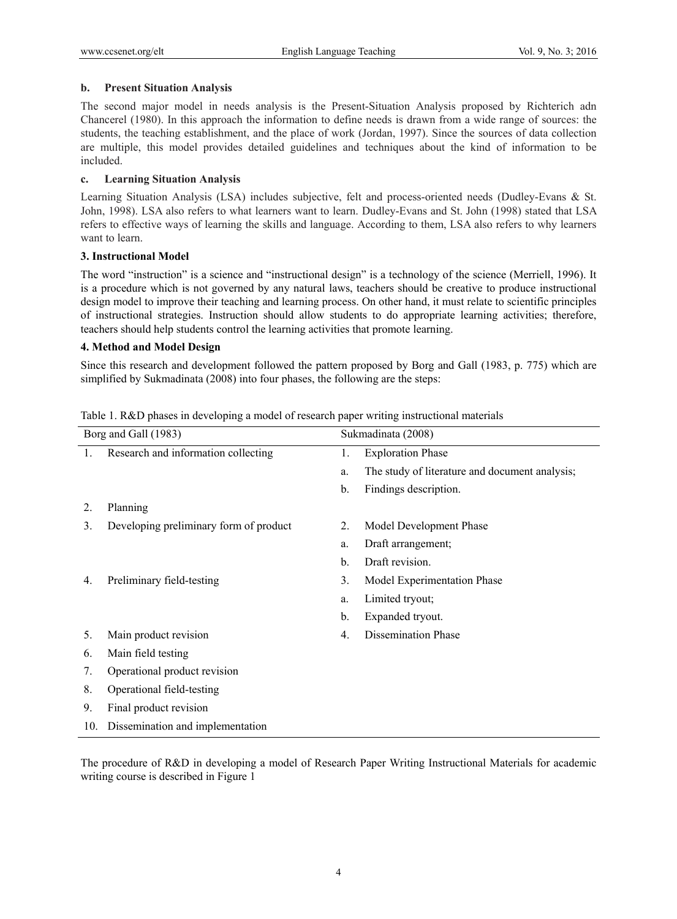#### b. Present Situation Analysis

The second major model in needs analysis is the Present-Situation Analysis proposed by Richterich adn Chancerel (1980). In this approach the information to define needs is drawn from a wide range of sources: the students, the teaching establishment, and the place of work (Jordan, 1997). Since the sources of data collection are multiple, this model provides detailed guidelines and techniques about the kind of information to be included.

#### c. Learning Situation Analysis

Learning Situation Analysis (LSA) includes subjective, felt and process-oriented needs (Dudley-Evans & St. John, 1998). LSA also refers to what learners want to learn. Dudley-Evans and St. John (1998) stated that LSA refers to effective ways of learning the skills and language. According to them, LSA also refers to why learners want to learn.

### 3. Instructional Model

The word "instruction" is a science and "instructional design" is a technology of the science (Merriell, 1996). It is a procedure which is not governed by any natural laws, teachers should be creative to produce instructional design model to improve their teaching and learning process. On other hand, it must relate to scientific principles of instructional strategies. Instruction should allow students to do appropriate learning activities; therefore, teachers should help students control the learning activities that promote learning.

### 4. Method and Model Design

Since this research and development followed the pattern proposed by Borg and Gall (1983, p. 775) which are simplified by Sukmadinata (2008) into four phases, the following are the steps:

Table 1. R&D phases in developing a model of research paper writing instructional materials

| Borg and Gall (1983) | | Sukmadinata (2008) | |
|---|---|---|---|
| 1. | Research and information collecting | 1. | Exploration Phase |
| | | a. | The study of literature and document analysis; |
| | | b. | Findings description. |
| 2. | Planning | | |
| 3. | Developing preliminary form of product | 2. | Model Development Phase |
| | | a. | Draft arrangement; |
| | | b. | Draft revision. |
| 4. | Preliminary field-testing | 3. | Model Experimentation Phase |
| | | a. | Limited tryout; |
| | | b. | Expanded tryout. |
| 5. | Main product revision | 4. | Dissemination Phase |
| 6. | Main field testing | | |
| 7. | Operational product revision | | |
| 8. | Operational field-testing | | |
| 9. | Final product revision | | |
| 10. | Dissemination and implementation | | |

The procedure of R&D in developing a model of Research Paper Writing Instructional Materials for academic writing course is described in Figure 1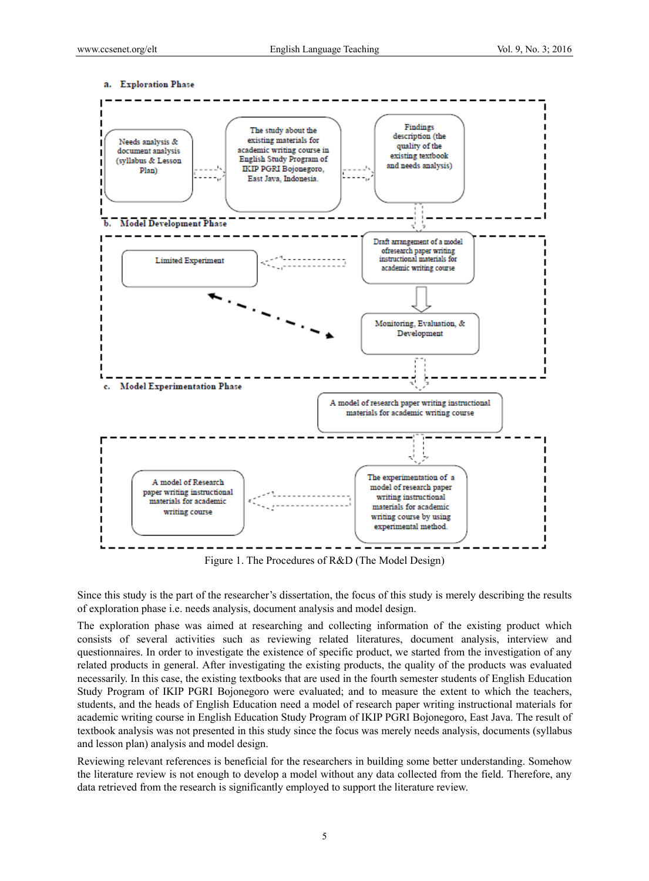a. Exploration Phase

Needs analysis & document analysis (syllabus & Lesson Plan)

The study about the existing materials for academic writing course in English Study Program of IKIP PGRI Bojonegoro, East Java, Indonesia.

Findings description (the quality of the existing textbook and needs analysis)

b. Model Development Phase

Draft arrangement of a model ofresearch paper writing instructional materials for academic writing course

Limited Experiment

Monitoring, Evaluation, & Development

c. Model Experimentation Phase

A model of research paper writing instructional materials for academic writing course

The experimentation of a model of research paper writing instructional materials for academic writing course by using experimental method.

A model of Research paper writing instructional materials for academic writing course

Figure 1. The Procedures of R&D (The Model Design)

Since this study is the part of the researcher's dissertation, the focus of this study is merely describing the results of exploration phase i.e. needs analysis, document analysis and model design.

The exploration phase was aimed at researching and collecting information of the existing product which consists of several activities such as reviewing related literatures, document analysis, interview and questionnaires. In order to investigate the existence of specific product, we started from the investigation of any related products in general. After investigating the existing products, the quality of the products was evaluated necessarily. In this case, the existing textbooks that are used in the fourth semester students of English Education Study Program of IKIP PGRI Bojonegoro were evaluated; and to measure the extent to which the teachers, students, and the heads of English Education need a model of research paper writing instructional materials for academic writing course in English Education Study Program of IKIP PGRI Bojonegoro, East Java. The result of textbook analysis was not presented in this study since the focus was merely needs analysis, documents (syllabus and lesson plan) analysis and model design.

Reviewing relevant references is beneficial for the researchers in building some better understanding. Somehow the literature review is not enough to develop a model without any data collected from the field. Therefore, any data retrieved from the research is significantly employed to support the literature review.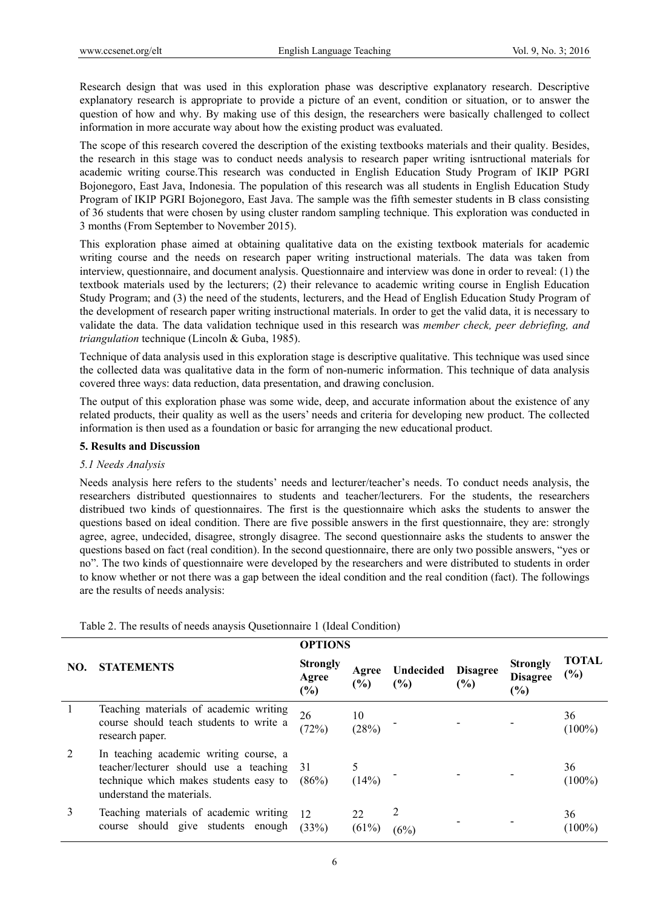Research design that was used in this exploration phase was descriptive explanatory research. Descriptive explanatory research is appropriate to provide a picture of an event, condition or situation, or to answer the question of how and why. By making use of this design, the researchers were basically challenged to collect information in more accurate way about how the existing product was evaluated.

The scope of this research covered the description of the existing textbooks materials and their quality. Besides, the research in this stage was to conduct needs analysis to research paper writing isntructional materials for academic writing course.This research was conducted in English Education Study Program of IKIP PGRI Bojonegoro, East Java, Indonesia. The population of this research was all students in English Education Study Program of IKIP PGRI Bojonegoro, East Java. The sample was the fifth semester students in B class consisting of 36 students that were chosen by using cluster random sampling technique. This exploration was conducted in 3 months (From September to November 2015).

This exploration phase aimed at obtaining qualitative data on the existing textbook materials for academic writing course and the needs on research paper writing instructional materials. The data was taken from interview, questionnaire, and document analysis. Questionnaire and interview was done in order to reveal: (1) the textbook materials used by the lecturers; (2) their relevance to academic writing course in English Education Study Program; and (3) the need of the students, lecturers, and the Head of English Education Study Program of the development of research paper writing instructional materials. In order to get the valid data, it is necessary to validate the data. The data validation technique used in this research was *member check, peer debriefing, and triangulation* technique (Lincoln & Guba, 1985).

Technique of data analysis used in this exploration stage is descriptive qualitative. This technique was used since the collected data was qualitative data in the form of non-numeric information. This technique of data analysis covered three ways: data reduction, data presentation, and drawing conclusion.

The output of this exploration phase was some wide, deep, and accurate information about the existence of any related products, their quality as well as the users' needs and criteria for developing new product. The collected information is then used as a foundation or basic for arranging the new educational product.

## 5. Results and Discussion

### *5.1 Needs Analysis*

Needs analysis here refers to the students' needs and lecturer/teacher's needs. To conduct needs analysis, the researchers distributed questionnaires to students and teacher/lecturers. For the students, the researchers distribued two kinds of questionnaires. The first is the questionnaire which asks the students to answer the questions based on ideal condition. There are five possible answers in the first questionnaire, they are: strongly agree, agree, undecided, disagree, strongly disagree. The second questionnaire asks the students to answer the questions based on fact (real condition). In the second questionnaire, there are only two possible answers, "yes or no". The two kinds of questionnaires were developed by the researchers and were distributed to students in order to know whether or not there was a gap between the ideal condition and the real condition (fact). The followings are the results of needs analysis:

Table 2. The results of needs anaysis Qusetionnaire 1 (Ideal Condition)

| NO. | STATEMENTS | OPTIONS | | | | | |
|---|---|---|---|---|---|---|---|
| | | **Strongly Agree (%)** | **Agree (%)** | **Undecided (%)** | **Disagree (%)** | **Strongly Disagree (%)** | **TOTAL (%)** |
| 1 | Teaching materials of academic writing course should teach students to write a research paper. | 26 (72%) | 10 (28%) | - | - | - | 36 (100%) |
| 2 | In teaching academic writing course, a teacher/lecturer should use a teaching technique which makes students easy to understand the materials. | 31 (86%) | 5 (14%) | - | - | - | 36 (100%) |
| 3 | Teaching materials of academic writing course should give students enough | 12 (33%) | 22 (61%) | 2 (6%) | - | - | 36 (100%) |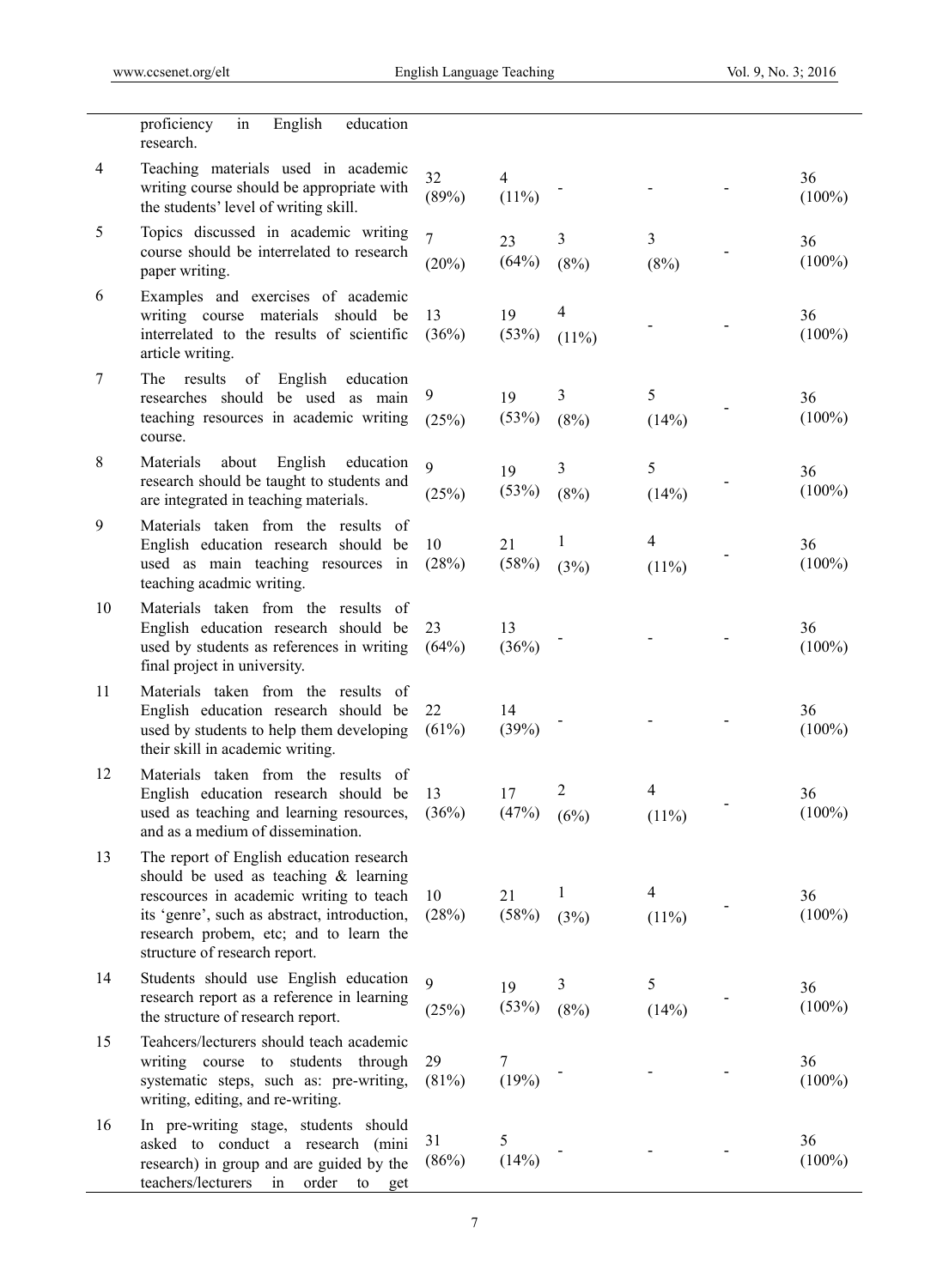| | | | | | | | |
|---|---|---|---|---|---|---|---|
| | proficiency in English education research. | | | | | | |
| 4 | Teaching materials used in academic writing course should be appropriate with the students' level of writing skill. | 32 (89%) | 4 (11%) | - | - | - | 36 (100%) |
| 5 | Topics discussed in academic writing course should be interrelated to research paper writing. | 7 (20%) | 23 (64%) | 3 (8%) | 3 (8%) | - | 36 (100%) |
| 6 | Examples and exercises of academic writing course materials should be interrelated to the results of scientific article writing. | 13 (36%) | 19 (53%) | 4 (11%) | - | - | 36 (100%) |
| 7 | The results of English education researches should be used as main teaching resources in academic writing course. | 9 (25%) | 19 (53%) | 3 (8%) | 5 (14%) | - | 36 (100%) |
| 8 | Materials about English education research should be taught to students and are integrated in teaching materials. | 9 (25%) | 19 (53%) | 3 (8%) | 5 (14%) | - | 36 (100%) |
| 9 | Materials taken from the results of English education research should be used as main teaching resources in teaching acadmic writing. | 10 (28%) | 21 (58%) | 1 (3%) | 4 (11%) | - | 36 (100%) |
| 10 | Materials taken from the results of English education research should be used by students as references in writing final project in university. | 23 (64%) | 13 (36%) | - | - | - | 36 (100%) |
| 11 | Materials taken from the results of English education research should be used by students to help them developing their skill in academic writing. | 22 (61%) | 14 (39%) | - | - | - | 36 (100%) |
| 12 | Materials taken from the results of English education research should be used as teaching and learning resources, and as a medium of dissemination. | 13 (36%) | 17 (47%) | 2 (6%) | 4 (11%) | - | 36 (100%) |
| 13 | The report of English education research should be used as teaching & learning rescources in academic writing to teach its 'genre', such as abstract, introduction, research probem, etc; and to learn the structure of research report. | 10 (28%) | 21 (58%) | 1 (3%) | 4 (11%) | - | 36 (100%) |
| 14 | Students should use English education research report as a reference in learning the structure of research report. | 9 (25%) | 19 (53%) | 3 (8%) | 5 (14%) | - | 36 (100%) |
| 15 | Teahcers/lecturers should teach academic writing course to students through systematic steps, such as: pre-writing, writing, editing, and re-writing. | 29 (81%) | 7 (19%) | - | - | - | 36 (100%) |
| 16 | In pre-writing stage, students should asked to conduct a research (mini research) in group and are guided by the teachers/lecturers in order to get | 31 (86%) | 5 (14%) | - | - | - | 36 (100%) |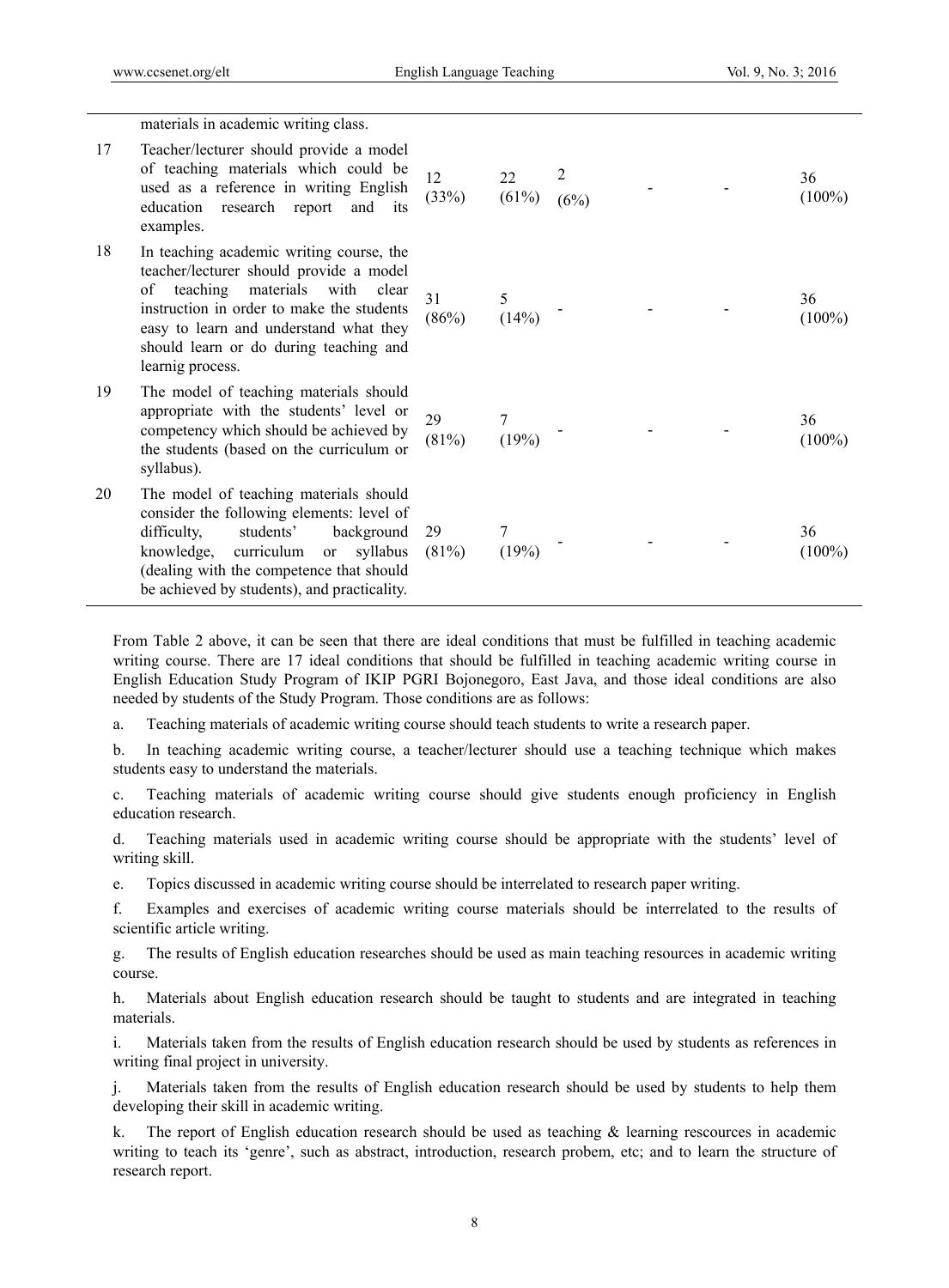| | | | | | | | |
|---|---|---|---|---|---|---|---|
| | materials in academic writing class. | | | | | | |
| 17 | Teacher/lecturer should provide a model of teaching materials which could be used as a reference in writing English education research report and its examples. | 12 (33%) | 22 (61%) | 2 (6%) | - | - | 36 (100%) |
| 18 | In teaching academic writing course, the teacher/lecturer should provide a model of teaching materials with clear instruction in order to make the students easy to learn and understand what they should learn or do during teaching and learnig process. | 31 (86%) | 5 (14%) | - | - | - | 36 (100%) |
| 19 | The model of teaching materials should appropriate with the students' level or competency which should be achieved by the students (based on the curriculum or syllabus). | 29 (81%) | 7 (19%) | - | - | - | 36 (100%) |
| 20 | The model of teaching materials should consider the following elements: level of difficulty, students' background knowledge, curriculum or syllabus (dealing with the competence that should be achieved by students), and practicality. | 29 (81%) | 7 (19%) | - | - | - | 36 (100%) |

From Table 2 above, it can be seen that there are ideal conditions that must be fulfilled in teaching academic writing course. There are 17 ideal conditions that should be fulfilled in teaching academic writing course in English Education Study Program of IKIP PGRI Bojonegoro, East Java, and those ideal conditions are also needed by students of the Study Program. Those conditions are as follows:

a. Teaching materials of academic writing course should teach students to write a research paper.

b. In teaching academic writing course, a teacher/lecturer should use a teaching technique which makes students easy to understand the materials.

c. Teaching materials of academic writing course should give students enough proficiency in English education research.

d. Teaching materials used in academic writing course should be appropriate with the students' level of writing skill.

e. Topics discussed in academic writing course should be interrelated to research paper writing.

f. Examples and exercises of academic writing course materials should be interrelated to the results of scientific article writing.

g. The results of English education researches should be used as main teaching resources in academic writing course.

h. Materials about English education research should be taught to students and are integrated in teaching materials.

i. Materials taken from the results of English education research should be used by students as references in writing final project in university.

j. Materials taken from the results of English education research should be used by students to help them developing their skill in academic writing.

k. The report of English education research should be used as teaching & learning rescources in academic writing to teach its 'genre', such as abstract, introduction, research probem, etc; and to learn the structure of research report.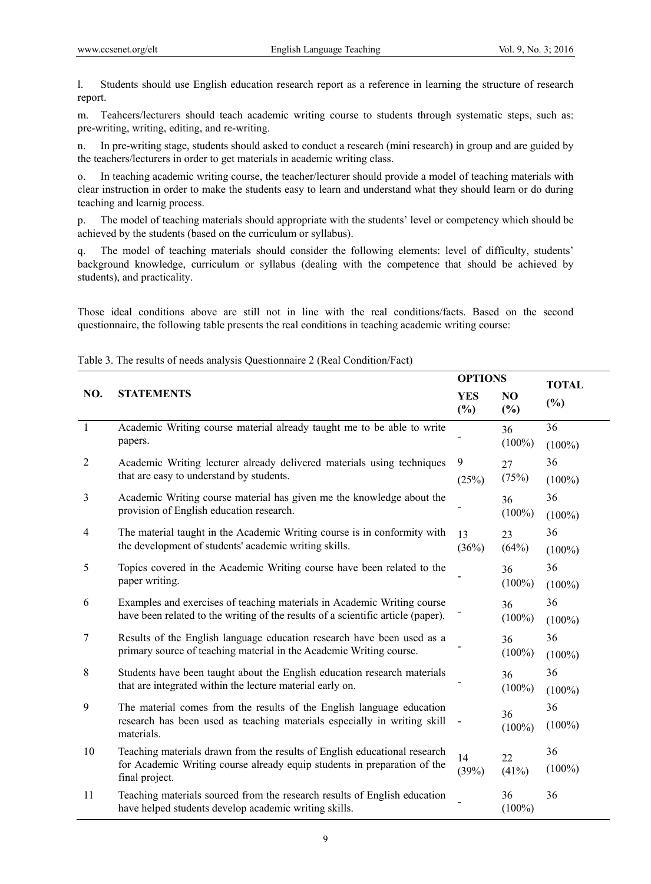l. Students should use English education research report as a reference in learning the structure of research report.

m. Teahcers/lecturers should teach academic writing course to students through systematic steps, such as: pre-writing, writing, editing, and re-writing.

n. In pre-writing stage, students should asked to conduct a research (mini research) in group and are guided by the teachers/lecturers in order to get materials in academic writing class.

o. In teaching academic writing course, the teacher/lecturer should provide a model of teaching materials with clear instruction in order to make the students easy to learn and understand what they should learn or do during teaching and learnig process.

p. The model of teaching materials should appropriate with the students' level or competency which should be achieved by the students (based on the curriculum or syllabus).

q. The model of teaching materials should consider the following elements: level of difficulty, students' background knowledge, curriculum or syllabus (dealing with the competence that should be achieved by students), and practicality.

Those ideal conditions above are still not in line with the real conditions/facts. Based on the second questionnaire, the following table presents the real conditions in teaching academic writing course:

Table 3. The results of needs analysis Questionnaire 2 (Real Condition/Fact)

| NO. | STATEMENTS | OPTIONS | | TOTAL (%) |
|---|---|---|---|---|
| | | YES (%) | NO (%) | |
| 1 | Academic Writing course material already taught me to be able to write papers. | - | 36 (100%) | 36 (100%) |
| 2 | Academic Writing lecturer already delivered materials using techniques that are easy to understand by students. | 9 (25%) | 27 (75%) | 36 (100%) |
| 3 | Academic Writing course material has given me the knowledge about the provision of English education research. | - | 36 (100%) | 36 (100%) |
| 4 | The material taught in the Academic Writing course is in conformity with the development of students' academic writing skills. | 13 (36%) | 23 (64%) | 36 (100%) |
| 5 | Topics covered in the Academic Writing course have been related to the paper writing. | - | 36 (100%) | 36 (100%) |
| 6 | Examples and exercises of teaching materials in Academic Writing course have been related to the writing of the results of a scientific article (paper). | - | 36 (100%) | 36 (100%) |
| 7 | Results of the English language education research have been used as a primary source of teaching material in the Academic Writing course. | - | 36 (100%) | 36 (100%) |
| 8 | Students have been taught about the English education research materials that are integrated within the lecture material early on. | - | 36 (100%) | 36 (100%) |
| 9 | The material comes from the results of the English language education research has been used as teaching materials especially in writing skill materials. | - | 36 (100%) | 36 (100%) |
| 10 | Teaching materials drawn from the results of English educational research for Academic Writing course already equip students in preparation of the final project. | 14 (39%) | 22 (41%) | 36 (100%) |
| 11 | Teaching materials sourced from the research results of English education have helped students develop academic writing skills. | - | 36 (100%) | 36 |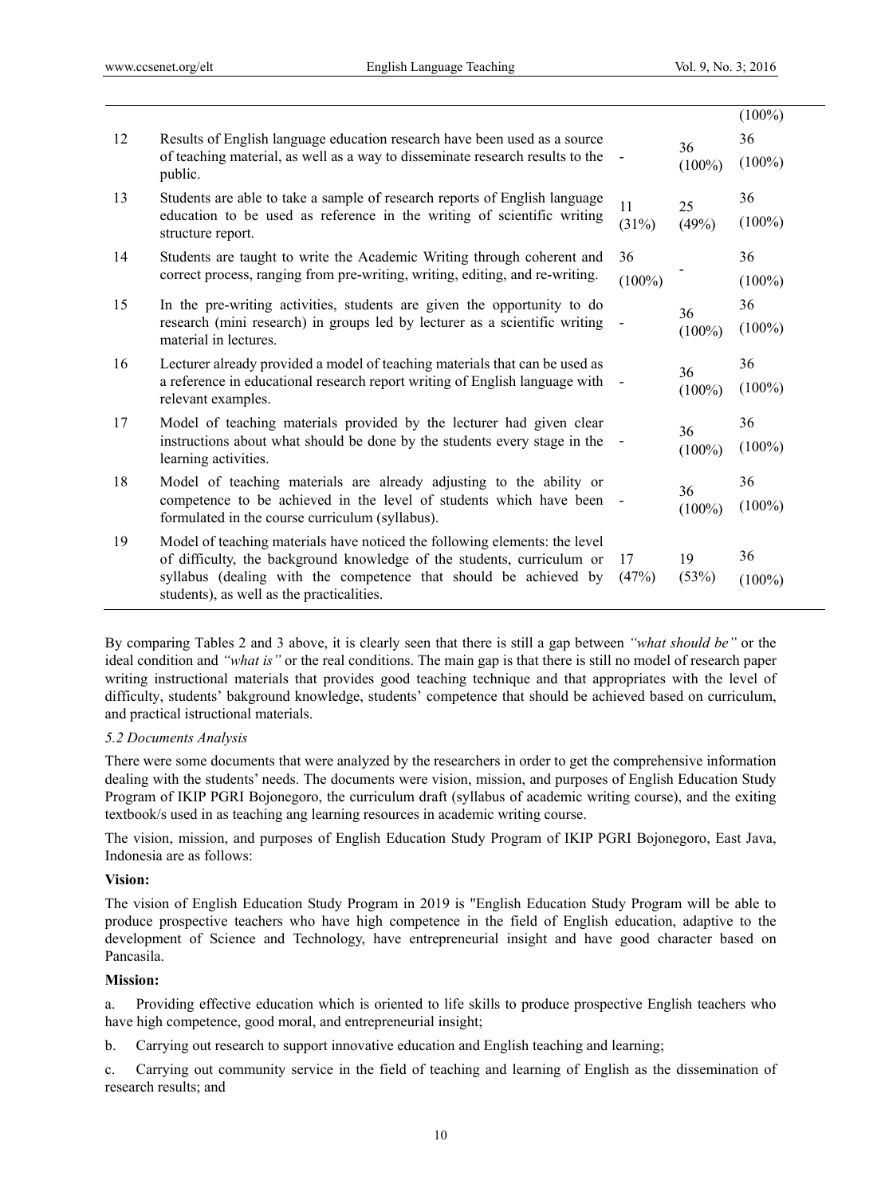| | | | | (100%) |
|---|---|---|---|---|
| 12 | Results of English language education research have been used as a source of teaching material, as well as a way to disseminate research results to the public. | - | 36 (100%) | 36 (100%) |
| 13 | Students are able to take a sample of research reports of English language education to be used as reference in the writing of scientific writing structure report. | 11 (31%) | 25 (49%) | 36 (100%) |
| 14 | Students are taught to write the Academic Writing through coherent and correct process, ranging from pre-writing, writing, editing, and re-writing. | 36 (100%) | - | 36 (100%) |
| 15 | In the pre-writing activities, students are given the opportunity to do research (mini research) in groups led by lecturer as a scientific writing material in lectures. | - | 36 (100%) | 36 (100%) |
| 16 | Lecturer already provided a model of teaching materials that can be used as a reference in educational research report writing of English language with relevant examples. | - | 36 (100%) | 36 (100%) |
| 17 | Model of teaching materials provided by the lecturer had given clear instructions about what should be done by the students every stage in the learning activities. | - | 36 (100%) | 36 (100%) |
| 18 | Model of teaching materials are already adjusting to the ability or competence to be achieved in the level of students which have been formulated in the course curriculum (syllabus). | - | 36 (100%) | 36 (100%) |
| 19 | Model of teaching materials have noticed the following elements: the level of difficulty, the background knowledge of the students, curriculum or syllabus (dealing with the competence that should be achieved by students), as well as the practicalities. | 17 (47%) | 19 (53%) | 36 (100%) |

By comparing Tables 2 and 3 above, it is clearly seen that there is still a gap between *"what should be"* or the ideal condition and *"what is"* or the real conditions. The main gap is that there is still no model of research paper writing instructional materials that provides good teaching technique and that appropriates with the level of difficulty, students' bakground knowledge, students' competence that should be achieved based on curriculum, and practical istructional materials.

*5.2 Documents Analysis*

There were some documents that were analyzed by the researchers in order to get the comprehensive information dealing with the students' needs. The documents were vision, mission, and purposes of English Education Study Program of IKIP PGRI Bojonegoro, the curriculum draft (syllabus of academic writing course), and the exiting textbook/s used in as teaching ang learning resources in academic writing course.

The vision, mission, and purposes of English Education Study Program of IKIP PGRI Bojonegoro, East Java, Indonesia are as follows:

**Vision:**

The vision of English Education Study Program in 2019 is "English Education Study Program will be able to produce prospective teachers who have high competence in the field of English education, adaptive to the development of Science and Technology, have entrepreneurial insight and have good character based on Pancasila.

**Mission:**

a. Providing effective education which is oriented to life skills to produce prospective English teachers who have high competence, good moral, and entrepreneurial insight;

b. Carrying out research to support innovative education and English teaching and learning;

c. Carrying out community service in the field of teaching and learning of English as the dissemination of research results; and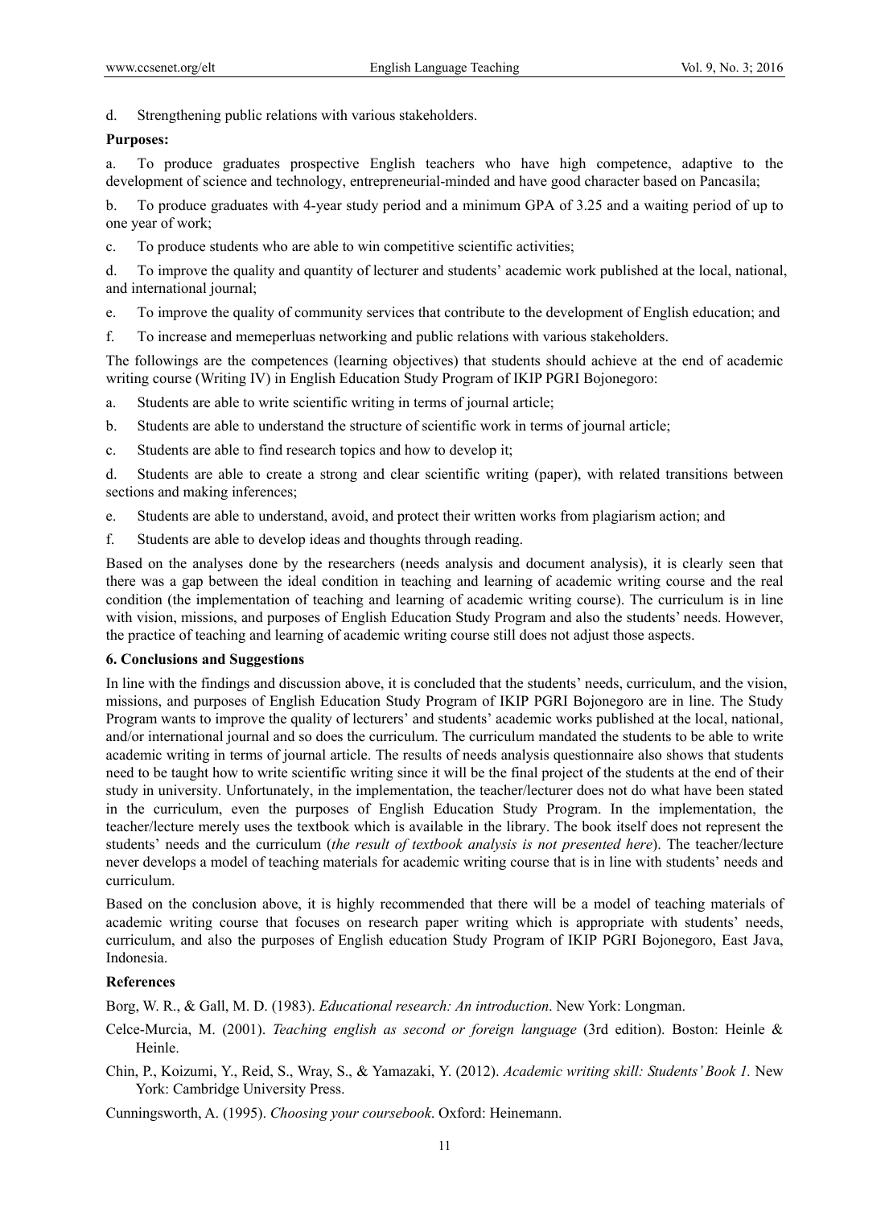d. Strengthening public relations with various stakeholders.

**Purposes:**

a. To produce graduates prospective English teachers who have high competence, adaptive to the development of science and technology, entrepreneurial-minded and have good character based on Pancasila;

b. To produce graduates with 4-year study period and a minimum GPA of 3.25 and a waiting period of up to one year of work;

c. To produce students who are able to win competitive scientific activities;

d. To improve the quality and quantity of lecturer and students' academic work published at the local, national, and international journal;

e. To improve the quality of community services that contribute to the development of English education; and

f. To increase and memeperluas networking and public relations with various stakeholders.

The followings are the competences (learning objectives) that students should achieve at the end of academic writing course (Writing IV) in English Education Study Program of IKIP PGRI Bojonegoro:

a. Students are able to write scientific writing in terms of journal article;

b. Students are able to understand the structure of scientific work in terms of journal article;

c. Students are able to find research topics and how to develop it;

d. Students are able to create a strong and clear scientific writing (paper), with related transitions between sections and making inferences;

e. Students are able to understand, avoid, and protect their written works from plagiarism action; and

f. Students are able to develop ideas and thoughts through reading.

Based on the analyses done by the researchers (needs analysis and document analysis), it is clearly seen that there was a gap between the ideal condition in teaching and learning of academic writing course and the real condition (the implementation of teaching and learning of academic writing course). The curriculum is in line with vision, missions, and purposes of English Education Study Program and also the students' needs. However, the practice of teaching and learning of academic writing course still does not adjust those aspects.

## 6. Conclusions and Suggestions

In line with the findings and discussion above, it is concluded that the students' needs, curriculum, and the vision, missions, and purposes of English Education Study Program of IKIP PGRI Bojonegoro are in line. The Study Program wants to improve the quality of lecturers' and students' academic works published at the local, national, and/or international journal and so does the curriculum. The curriculum mandated the students to be able to write academic writing in terms of journal article. The results of needs analysis questionnaire also shows that students need to be taught how to write scientific writing since it will be the final project of the students at the end of their study in university. Unfortunately, in the implementation, the teacher/lecturer does not do what have been stated in the curriculum, even the purposes of English Education Study Program. In the implementation, the teacher/lecture merely uses the textbook which is available in the library. The book itself does not represent the students' needs and the curriculum (*the result of textbook analysis is not presented here*). The teacher/lecture never develops a model of teaching materials for academic writing course that is in line with students' needs and curriculum.

Based on the conclusion above, it is highly recommended that there will be a model of teaching materials of academic writing course that focuses on research paper writing which is appropriate with students' needs, curriculum, and also the purposes of English education Study Program of IKIP PGRI Bojonegoro, East Java, Indonesia.

## References

Borg, W. R., & Gall, M. D. (1983). *Educational research: An introduction*. New York: Longman.

Celce-Murcia, M. (2001). *Teaching english as second or foreign language* (3rd edition). Boston: Heinle & Heinle.

Chin, P., Koizumi, Y., Reid, S., Wray, S., & Yamazaki, Y. (2012). *Academic writing skill: Students' Book 1.* New York: Cambridge University Press.

Cunningsworth, A. (1995). *Choosing your coursebook*. Oxford: Heinemann.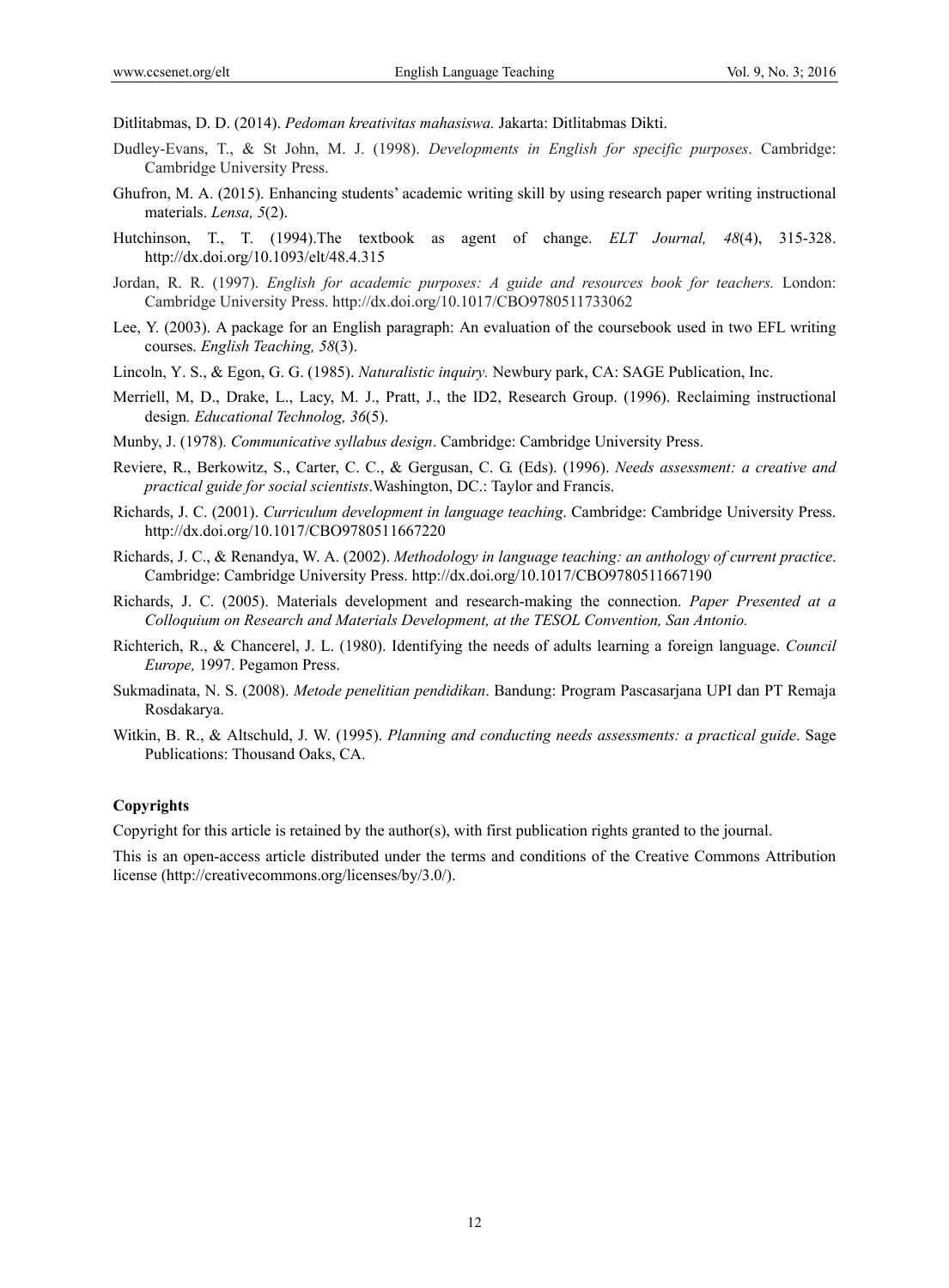Ditlitabmas, D. D. (2014). *Pedoman kreativitas mahasiswa.* Jakarta: Ditlitabmas Dikti.

Dudley-Evans, T., & St John, M. J. (1998). *Developments in English for specific purposes*. Cambridge: Cambridge University Press.

Ghufron, M. A. (2015). Enhancing students' academic writing skill by using research paper writing instructional materials. *Lensa, 5*(2).

Hutchinson, T., T. (1994).The textbook as agent of change. *ELT Journal, 48*(4), 315-328. http://dx.doi.org/10.1093/elt/48.4.315

Jordan, R. R. (1997). *English for academic purposes: A guide and resources book for teachers.* London: Cambridge University Press. http://dx.doi.org/10.1017/CBO9780511733062

Lee, Y. (2003). A package for an English paragraph: An evaluation of the coursebook used in two EFL writing courses. *English Teaching, 58*(3).

Lincoln, Y. S., & Egon, G. G. (1985). *Naturalistic inquiry.* Newbury park, CA: SAGE Publication, Inc.

Merriell, M, D., Drake, L., Lacy, M. J., Pratt, J., the ID2, Research Group. (1996). Reclaiming instructional design*. Educational Technolog, 36*(5).

Munby, J. (1978). *Communicative syllabus design*. Cambridge: Cambridge University Press.

Reviere, R., Berkowitz, S., Carter, C. C., & Gergusan, C. G. (Eds). (1996). *Needs assessment: a creative and practical guide for social scientists*.Washington, DC.: Taylor and Francis.

Richards, J. C. (2001). *Curriculum development in language teaching*. Cambridge: Cambridge University Press. http://dx.doi.org/10.1017/CBO9780511667220

Richards, J. C., & Renandya, W. A. (2002). *Methodology in language teaching: an anthology of current practice*. Cambridge: Cambridge University Press. http://dx.doi.org/10.1017/CBO9780511667190

Richards, J. C. (2005). Materials development and research-making the connection. *Paper Presented at a Colloquium on Research and Materials Development, at the TESOL Convention, San Antonio.*

Richterich, R., & Chancerel, J. L. (1980). Identifying the needs of adults learning a foreign language. *Council Europe,* 1997. Pegamon Press.

Sukmadinata, N. S. (2008). *Metode penelitian pendidikan*. Bandung: Program Pascasarjana UPI dan PT Remaja Rosdakarya.

Witkin, B. R., & Altschuld, J. W. (1995). *Planning and conducting needs assessments: a practical guide*. Sage Publications: Thousand Oaks, CA.

**Copyrights**

Copyright for this article is retained by the author(s), with first publication rights granted to the journal.

This is an open-access article distributed under the terms and conditions of the Creative Commons Attribution license (http://creativecommons.org/licenses/by/3.0/).